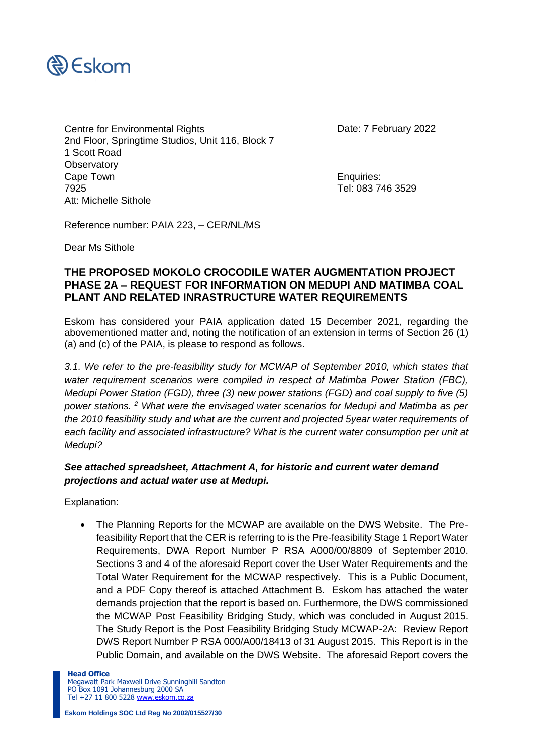Centre for Environmental Rights
2nd Floor, Springtime Studios, Unit 116, Block 7
1 Scott Road
Observatory
Cape Town
7925
Att: Michelle Sithole

Date: 7 February 2022

Enquiries:
Tel: 083 746 3529

Reference number: PAIA 223, – CER/NL/MS

Dear Ms Sithole

**THE PROPOSED MOKOLO CROCODILE WATER AUGMENTATION PROJECT PHASE 2A – REQUEST FOR INFORMATION ON MEDUPI AND MATIMBA COAL PLANT AND RELATED INRASTRUCTURE WATER REQUIREMENTS**

Eskom has considered your PAIA application dated 15 December 2021, regarding the abovementioned matter and, noting the notification of an extension in terms of Section 26 (1) (a) and (c) of the PAIA, is please to respond as follows.

*3.1. We refer to the pre-feasibility study for MCWAP of September 2010, which states that water requirement scenarios were compiled in respect of Matimba Power Station (FBC), Medupi Power Station (FGD), three (3) new power stations (FGD) and coal supply to five (5) power stations.* [2] *What were the envisaged water scenarios for Medupi and Matimba as per the 2010 feasibility study and what are the current and projected 5year water requirements of each facility and associated infrastructure? What is the current water consumption per unit at Medupi?*

***See attached spreadsheet, Attachment A, for historic and current water demand projections and actual water use at Medupi.***

Explanation:

- The Planning Reports for the MCWAP are available on the DWS Website. The Pre-feasibility Report that the CER is referring to is the Pre-feasibility Stage 1 Report Water Requirements, DWA Report Number P RSA A000/00/8809 of September 2010. Sections 3 and 4 of the aforesaid Report cover the User Water Requirements and the Total Water Requirement for the MCWAP respectively. This is a Public Document, and a PDF Copy thereof is attached Attachment B. Eskom has attached the water demands projection that the report is based on. Furthermore, the DWS commissioned the MCWAP Post Feasibility Bridging Study, which was concluded in August 2015. The Study Report is the Post Feasibility Bridging Study MCWAP-2A: Review Report DWS Report Number P RSA 000/A00/18413 of 31 August 2015. This Report is in the Public Domain, and available on the DWS Website. The aforesaid Report covers the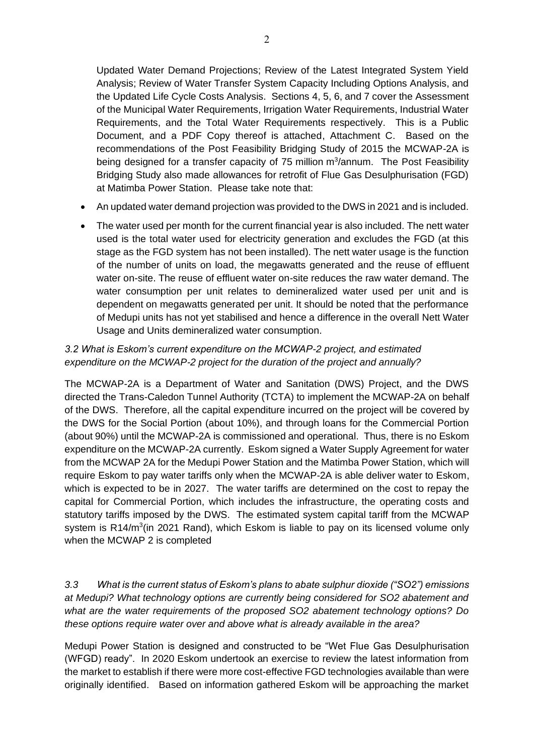Updated Water Demand Projections; Review of the Latest Integrated System Yield Analysis; Review of Water Transfer System Capacity Including Options Analysis, and the Updated Life Cycle Costs Analysis. Sections 4, 5, 6, and 7 cover the Assessment of the Municipal Water Requirements, Irrigation Water Requirements, Industrial Water Requirements, and the Total Water Requirements respectively. This is a Public Document, and a PDF Copy thereof is attached, Attachment C. Based on the recommendations of the Post Feasibility Bridging Study of 2015 the MCWAP-2A is being designed for a transfer capacity of 75 million $m^3$/annum. The Post Feasibility Bridging Study also made allowances for retrofit of Flue Gas Desulphurisation (FGD) at Matimba Power Station. Please take note that:

- An updated water demand projection was provided to the DWS in 2021 and is included.
- The water used per month for the current financial year is also included. The nett water used is the total water used for electricity generation and excludes the FGD (at this stage as the FGD system has not been installed). The nett water usage is the function of the number of units on load, the megawatts generated and the reuse of effluent water on-site. The reuse of effluent water on-site reduces the raw water demand. The water consumption per unit relates to demineralized water used per unit and is dependent on megawatts generated per unit. It should be noted that the performance of Medupi units has not yet stabilised and hence a difference in the overall Nett Water Usage and Units demineralized water consumption.

*3.2 What is Eskom's current expenditure on the MCWAP-2 project, and estimated expenditure on the MCWAP-2 project for the duration of the project and annually?*

The MCWAP-2A is a Department of Water and Sanitation (DWS) Project, and the DWS directed the Trans-Caledon Tunnel Authority (TCTA) to implement the MCWAP-2A on behalf of the DWS. Therefore, all the capital expenditure incurred on the project will be covered by the DWS for the Social Portion (about 10%), and through loans for the Commercial Portion (about 90%) until the MCWAP-2A is commissioned and operational. Thus, there is no Eskom expenditure on the MCWAP-2A currently. Eskom signed a Water Supply Agreement for water from the MCWAP 2A for the Medupi Power Station and the Matimba Power Station, which will require Eskom to pay water tariffs only when the MCWAP-2A is able deliver water to Eskom, which is expected to be in 2027. The water tariffs are determined on the cost to repay the capital for Commercial Portion, which includes the infrastructure, the operating costs and statutory tariffs imposed by the DWS. The estimated system capital tariff from the MCWAP system is R14/$m^3$(in 2021 Rand), which Eskom is liable to pay on its licensed volume only when the MCWAP 2 is completed

*3.3 What is the current status of Eskom's plans to abate sulphur dioxide ("SO2") emissions at Medupi? What technology options are currently being considered for SO2 abatement and what are the water requirements of the proposed SO2 abatement technology options? Do these options require water over and above what is already available in the area?*

Medupi Power Station is designed and constructed to be "Wet Flue Gas Desulphurisation (WFGD) ready". In 2020 Eskom undertook an exercise to review the latest information from the market to establish if there were more cost-effective FGD technologies available than were originally identified. Based on information gathered Eskom will be approaching the market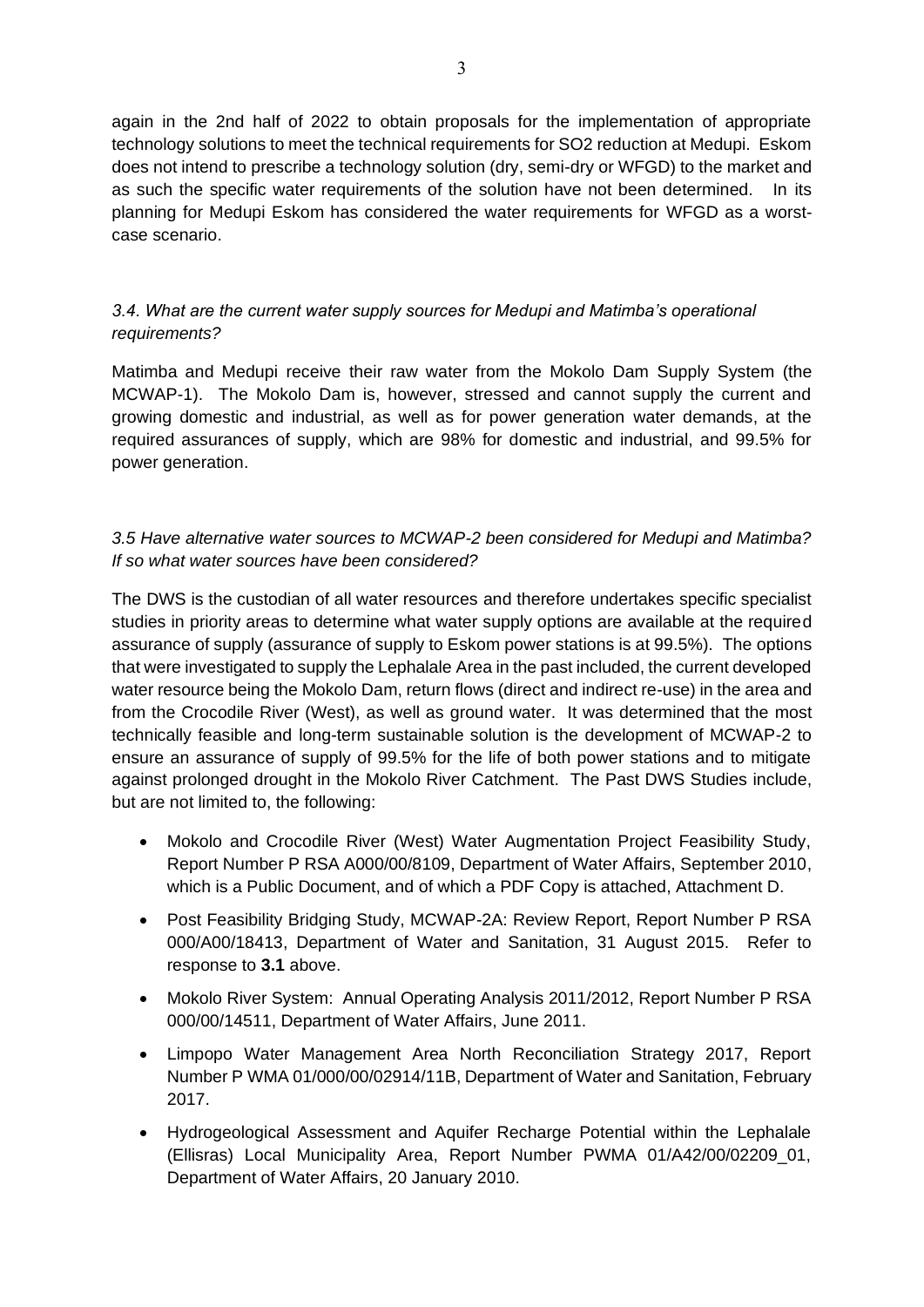again in the 2nd half of 2022 to obtain proposals for the implementation of appropriate technology solutions to meet the technical requirements for $SO_2$ reduction at Medupi. Eskom does not intend to prescribe a technology solution (dry, semi-dry or WFGD) to the market and as such the specific water requirements of the solution have not been determined. In its planning for Medupi Eskom has considered the water requirements for WFGD as a worst-case scenario.

*3.4. What are the current water supply sources for Medupi and Matimba's operational requirements?*

Matimba and Medupi receive their raw water from the Mokolo Dam Supply System (the MCWAP-1). The Mokolo Dam is, however, stressed and cannot supply the current and growing domestic and industrial, as well as for power generation water demands, at the required assurances of supply, which are 98% for domestic and industrial, and 99.5% for power generation.

*3.5 Have alternative water sources to MCWAP-2 been considered for Medupi and Matimba? If so what water sources have been considered?*

The DWS is the custodian of all water resources and therefore undertakes specific specialist studies in priority areas to determine what water supply options are available at the required assurance of supply (assurance of supply to Eskom power stations is at 99.5%). The options that were investigated to supply the Lephalale Area in the past included, the current developed water resource being the Mokolo Dam, return flows (direct and indirect re-use) in the area and from the Crocodile River (West), as well as ground water. It was determined that the most technically feasible and long-term sustainable solution is the development of MCWAP-2 to ensure an assurance of supply of 99.5% for the life of both power stations and to mitigate against prolonged drought in the Mokolo River Catchment. The Past DWS Studies include, but are not limited to, the following:

- Mokolo and Crocodile River (West) Water Augmentation Project Feasibility Study, Report Number P RSA A000/00/8109, Department of Water Affairs, September 2010, which is a Public Document, and of which a PDF Copy is attached, Attachment D.
- Post Feasibility Bridging Study, MCWAP-2A: Review Report, Report Number P RSA 000/A00/18413, Department of Water and Sanitation, 31 August 2015. Refer to response to **3.1** above.
- Mokolo River System: Annual Operating Analysis 2011/2012, Report Number P RSA 000/00/14511, Department of Water Affairs, June 2011.
- Limpopo Water Management Area North Reconciliation Strategy 2017, Report Number P WMA 01/000/00/02914/11B, Department of Water and Sanitation, February 2017.
- Hydrogeological Assessment and Aquifer Recharge Potential within the Lephalale (Ellisras) Local Municipality Area, Report Number PWMA 01/A42/00/02209_01, Department of Water Affairs, 20 January 2010.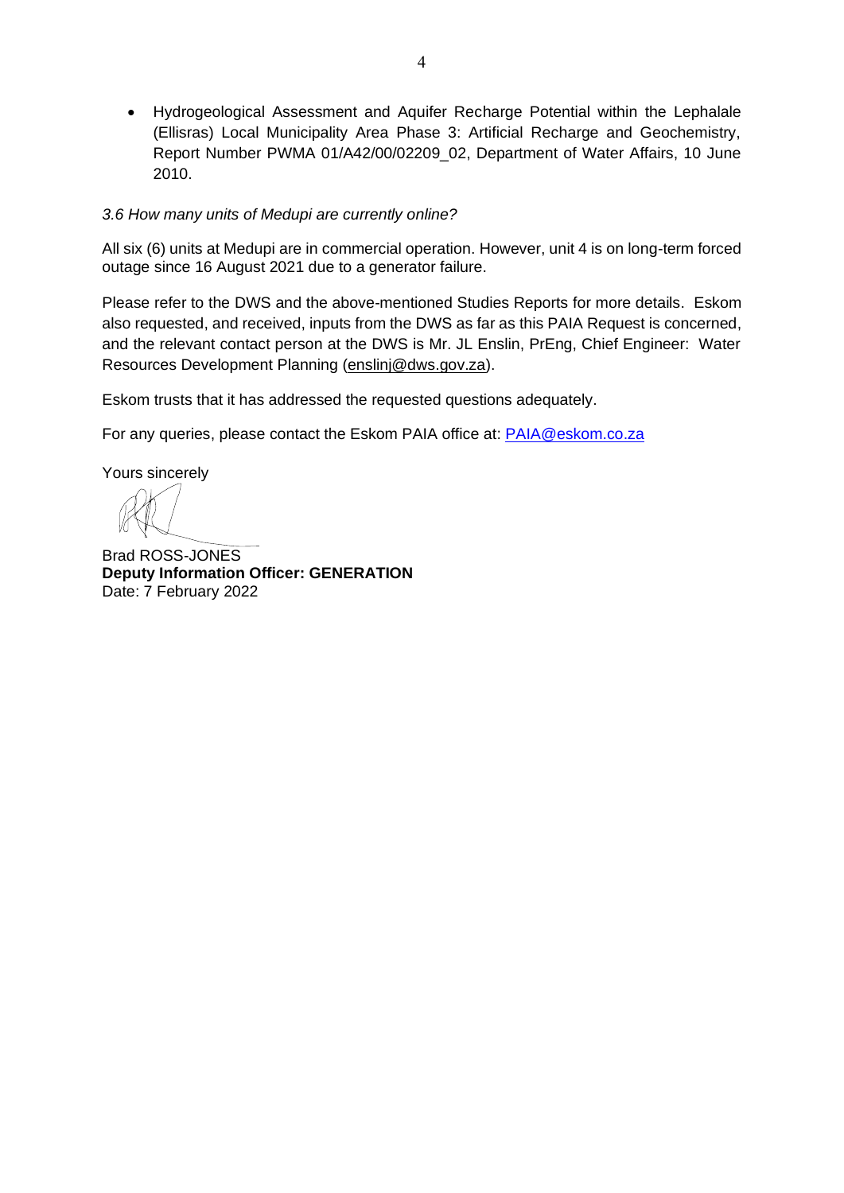- Hydrogeological Assessment and Aquifer Recharge Potential within the Lephalale (Ellisras) Local Municipality Area Phase 3: Artificial Recharge and Geochemistry, Report Number PWMA 01/A42/00/02209_02, Department of Water Affairs, 10 June 2010.

*3.6 How many units of Medupi are currently online?*

All six (6) units at Medupi are in commercial operation. However, unit 4 is on long-term forced outage since 16 August 2021 due to a generator failure.

Please refer to the DWS and the above-mentioned Studies Reports for more details. Eskom also requested, and received, inputs from the DWS as far as this PAIA Request is concerned, and the relevant contact person at the DWS is Mr. JL Enslin, PrEng, Chief Engineer: Water Resources Development Planning (enslinj@dws.gov.za).

Eskom trusts that it has addressed the requested questions adequately.

For any queries, please contact the Eskom PAIA office at: PAIA@eskom.co.za

Yours sincerely

Brad ROSS-JONES
**Deputy Information Officer: GENERATION**
Date: 7 February 2022